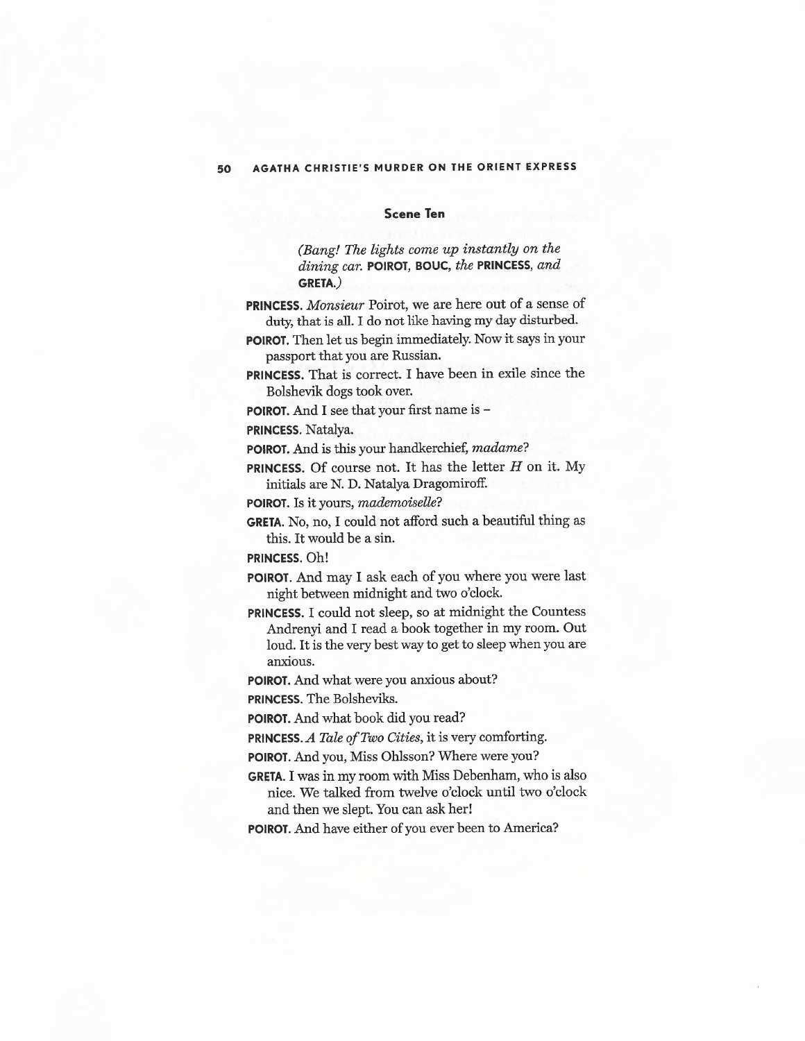## Scene Ten

*(Bang! The lights come up instantly on the dining car.* **POIROT**, **BOUC**, *the* **PRINCESS**, *and* **GRETA**.*)*

**PRINCESS.** *Monsieur* Poirot, we are here out of a sense of duty, that is all. I do not like having my day disturbed.

**POIROT.** Then let us begin immediately. Now it says in your passport that you are Russian.

**PRINCESS.** That is correct. I have been in exile since the Bolshevik dogs took over.

**POIROT.** And I see that your first name is –

**PRINCESS.** Natalya.

**POIROT.** And is this your handkerchief, *madame*?

**PRINCESS.** Of course not. It has the letter *H* on it. My initials are N. D. Natalya Dragomiroff.

**POIROT.** Is it yours, *mademoiselle*?

**GRETA.** No, no, I could not afford such a beautiful thing as this. It would be a sin.

**PRINCESS.** Oh!

**POIROT.** And may I ask each of you where you were last night between midnight and two o'clock.

**PRINCESS.** I could not sleep, so at midnight the Countess Andrenyi and I read a book together in my room. Out loud. It is the very best way to get to sleep when you are anxious.

**POIROT.** And what were you anxious about?

**PRINCESS.** The Bolsheviks.

**POIROT.** And what book did you read?

**PRINCESS.** *A Tale of Two Cities*, it is very comforting.

**POIROT.** And you, Miss Ohlsson? Where were you?

**GRETA.** I was in my room with Miss Debenham, who is also nice. We talked from twelve o'clock until two o'clock and then we slept. You can ask her!

**POIROT.** And have either of you ever been to America?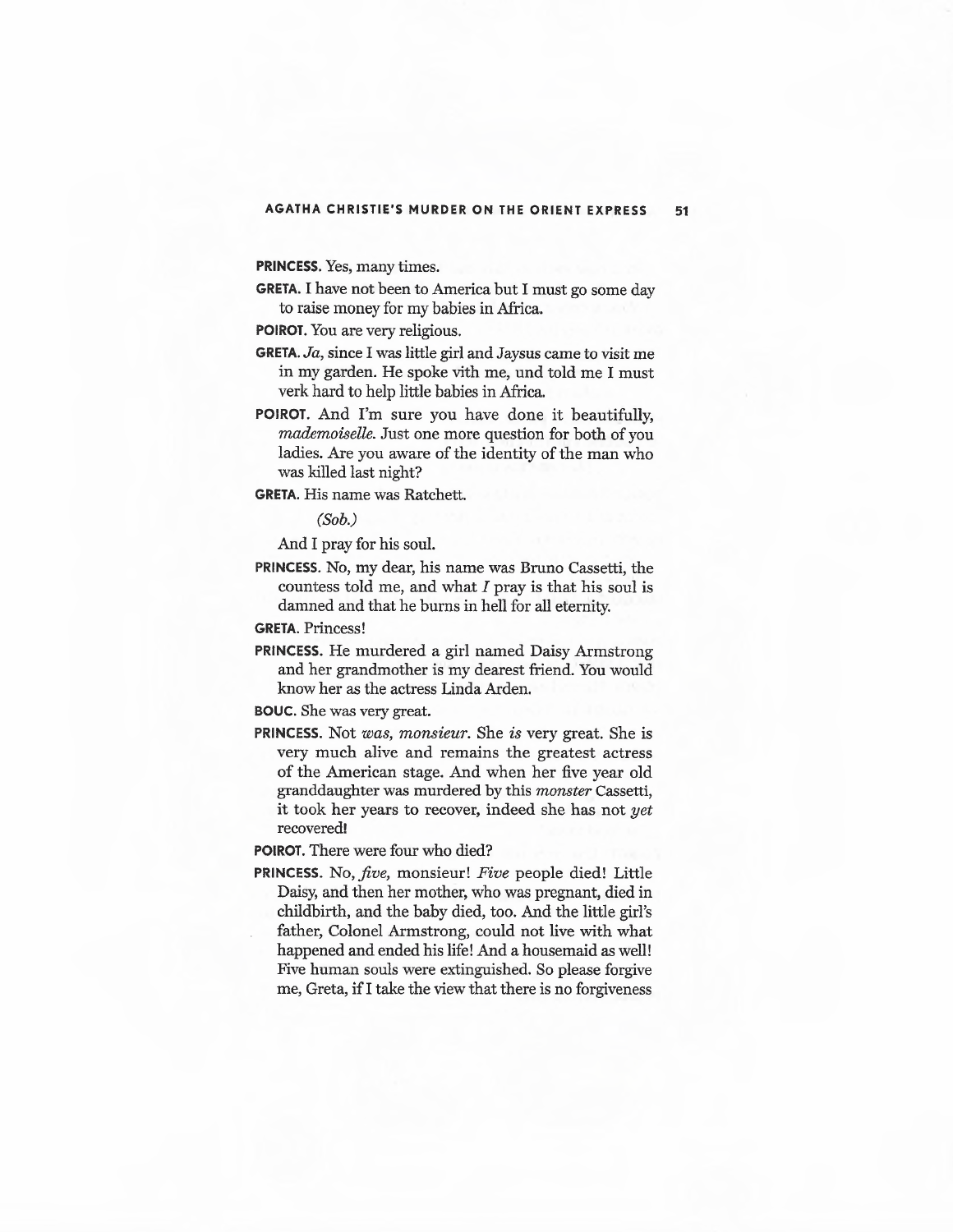**PRINCESS.** Yes, many times.

**GRETA.** I have not been to America but I must go some day to raise money for my babies in Africa.

**POIROT.** You are very religious.

**GRETA.** *Ja*, since I was little girl and Jaysus came to visit me in my garden. He spoke vith me, und told me I must verk hard to help little babies in Africa.

**POIROT.** And I'm sure you have done it beautifully, *mademoiselle*. Just one more question for both of you ladies. Are you aware of the identity of the man who was killed last night?

**GRETA.** His name was Ratchett.

*(Sob.)*

And I pray for his soul.

**PRINCESS.** No, my dear, his name was Bruno Cassetti, the countess told me, and what *I* pray is that his soul is damned and that he burns in hell for all eternity.

**GRETA.** Princess!

**PRINCESS.** He murdered a girl named Daisy Armstrong and her grandmother is my dearest friend. You would know her as the actress Linda Arden.

**BOUC.** She was very great.

**PRINCESS.** Not *was*, *monsieur*. She *is* very great. She is very much alive and remains the greatest actress of the American stage. And when her five year old granddaughter was murdered by this *monster* Cassetti, it took her years to recover, indeed she has not *yet* recovered!

**POIROT.** There were four who died?

**PRINCESS.** No, *five*, monsieur! *Five* people died! Little Daisy, and then her mother, who was pregnant, died in childbirth, and the baby died, too. And the little girl's father, Colonel Armstrong, could not live with what happened and ended his life! And a housemaid as well! Five human souls were extinguished. So please forgive me, Greta, if I take the view that there is no forgiveness